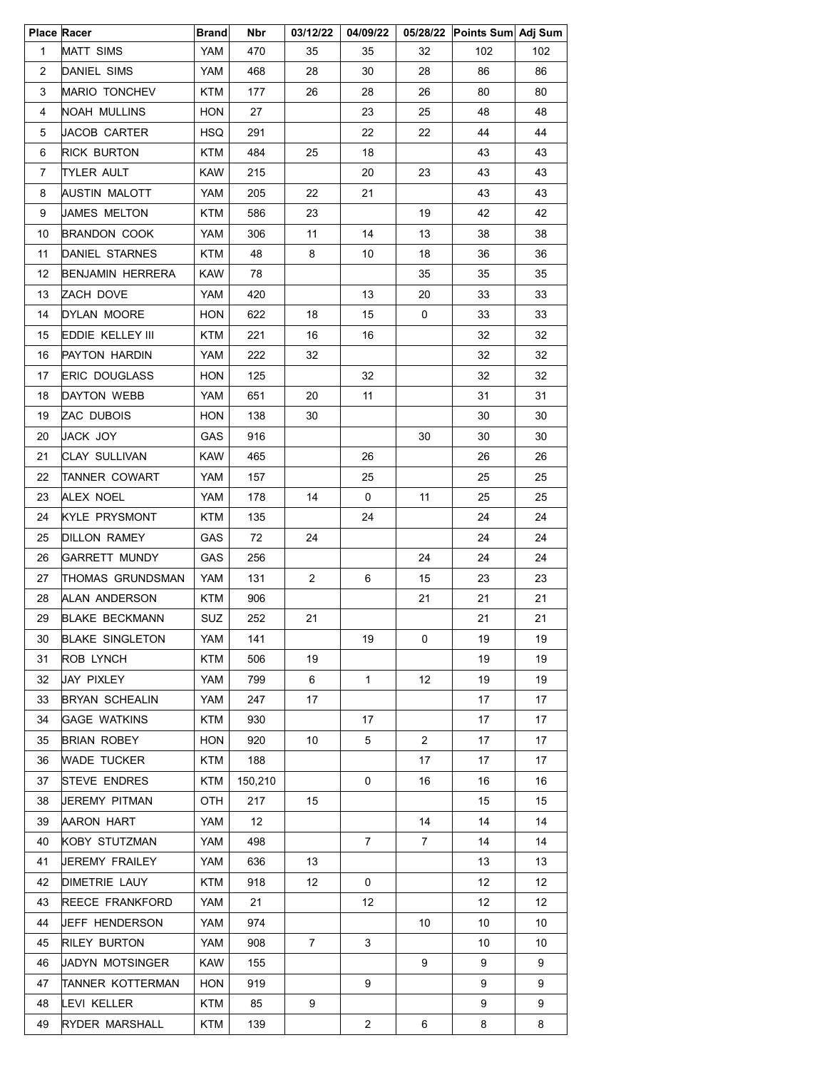| Place | Racer | Brand | Nbr | 03/12/22 | 04/09/22 | 05/28/22 | Points Sum | Adj Sum |
|---|---|---|---|---|---|---|---|---|
| 1 | MATT SIMS | YAM | 470 | 35 | 35 | 32 | 102 | 102 |
| 2 | DANIEL SIMS | YAM | 468 | 28 | 30 | 28 | 86 | 86 |
| 3 | MARIO TONCHEV | KTM | 177 | 26 | 28 | 26 | 80 | 80 |
| 4 | NOAH MULLINS | HON | 27 | | 23 | 25 | 48 | 48 |
| 5 | JACOB CARTER | HSQ | 291 | | 22 | 22 | 44 | 44 |
| 6 | RICK BURTON | KTM | 484 | 25 | 18 | | 43 | 43 |
| 7 | TYLER AULT | KAW | 215 | | 20 | 23 | 43 | 43 |
| 8 | AUSTIN MALOTT | YAM | 205 | 22 | 21 | | 43 | 43 |
| 9 | JAMES MELTON | KTM | 586 | 23 | | 19 | 42 | 42 |
| 10 | BRANDON COOK | YAM | 306 | 11 | 14 | 13 | 38 | 38 |
| 11 | DANIEL STARNES | KTM | 48 | 8 | 10 | 18 | 36 | 36 |
| 12 | BENJAMIN HERRERA | KAW | 78 | | | 35 | 35 | 35 |
| 13 | ZACH DOVE | YAM | 420 | | 13 | 20 | 33 | 33 |
| 14 | DYLAN MOORE | HON | 622 | 18 | 15 | 0 | 33 | 33 |
| 15 | EDDIE KELLEY III | KTM | 221 | 16 | 16 | | 32 | 32 |
| 16 | PAYTON HARDIN | YAM | 222 | 32 | | | 32 | 32 |
| 17 | ERIC DOUGLASS | HON | 125 | | 32 | | 32 | 32 |
| 18 | DAYTON WEBB | YAM | 651 | 20 | 11 | | 31 | 31 |
| 19 | ZAC DUBOIS | HON | 138 | 30 | | | 30 | 30 |
| 20 | JACK JOY | GAS | 916 | | | 30 | 30 | 30 |
| 21 | CLAY SULLIVAN | KAW | 465 | | 26 | | 26 | 26 |
| 22 | TANNER COWART | YAM | 157 | | 25 | | 25 | 25 |
| 23 | ALEX NOEL | YAM | 178 | 14 | 0 | 11 | 25 | 25 |
| 24 | KYLE PRYSMONT | KTM | 135 | | 24 | | 24 | 24 |
| 25 | DILLON RAMEY | GAS | 72 | 24 | | | 24 | 24 |
| 26 | GARRETT MUNDY | GAS | 256 | | | 24 | 24 | 24 |
| 27 | THOMAS GRUNDSMAN | YAM | 131 | 2 | 6 | 15 | 23 | 23 |
| 28 | ALAN ANDERSON | KTM | 906 | | | 21 | 21 | 21 |
| 29 | BLAKE BECKMANN | SUZ | 252 | 21 | | | 21 | 21 |
| 30 | BLAKE SINGLETON | YAM | 141 | | 19 | 0 | 19 | 19 |
| 31 | ROB LYNCH | KTM | 506 | 19 | | | 19 | 19 |
| 32 | JAY PIXLEY | YAM | 799 | 6 | 1 | 12 | 19 | 19 |
| 33 | BRYAN SCHEALIN | YAM | 247 | 17 | | | 17 | 17 |
| 34 | GAGE WATKINS | KTM | 930 | | 17 | | 17 | 17 |
| 35 | BRIAN ROBEY | HON | 920 | 10 | 5 | 2 | 17 | 17 |
| 36 | WADE TUCKER | KTM | 188 | | | 17 | 17 | 17 |
| 37 | STEVE ENDRES | KTM | 150,210 | | 0 | 16 | 16 | 16 |
| 38 | JEREMY PITMAN | OTH | 217 | 15 | | | 15 | 15 |
| 39 | AARON HART | YAM | 12 | | | 14 | 14 | 14 |
| 40 | KOBY STUTZMAN | YAM | 498 | | 7 | 7 | 14 | 14 |
| 41 | JEREMY FRAILEY | YAM | 636 | 13 | | | 13 | 13 |
| 42 | DIMETRIE LAUY | KTM | 918 | 12 | 0 | | 12 | 12 |
| 43 | REECE FRANKFORD | YAM | 21 | | 12 | | 12 | 12 |
| 44 | JEFF HENDERSON | YAM | 974 | | | 10 | 10 | 10 |
| 45 | RILEY BURTON | YAM | 908 | 7 | 3 | | 10 | 10 |
| 46 | JADYN MOTSINGER | KAW | 155 | | | 9 | 9 | 9 |
| 47 | TANNER KOTTERMAN | HON | 919 | | 9 | | 9 | 9 |
| 48 | LEVI KELLER | KTM | 85 | 9 | | | 9 | 9 |
| 49 | RYDER MARSHALL | KTM | 139 | | 2 | 6 | 8 | 8 |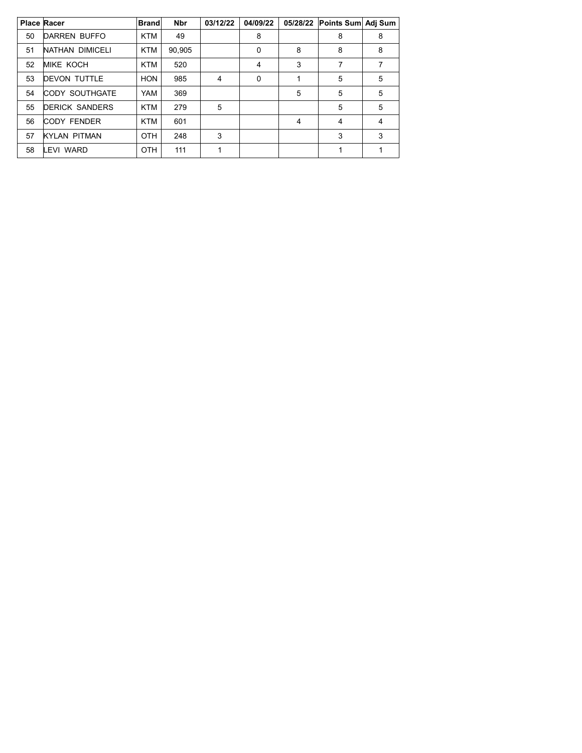| Place | Racer | Brand | Nbr | 03/12/22 | 04/09/22 | 05/28/22 | Points Sum | Adj Sum |
|---|---|---|---|---|---|---|---|---|
| 50 | DARREN BUFFO | KTM | 49 | | 8 | | 8 | 8 |
| 51 | NATHAN DIMICELI | KTM | 90,905 | | 0 | 8 | 8 | 8 |
| 52 | MIKE KOCH | KTM | 520 | | 4 | 3 | 7 | 7 |
| 53 | DEVON TUTTLE | HON | 985 | 4 | 0 | 1 | 5 | 5 |
| 54 | CODY SOUTHGATE | YAM | 369 | | | 5 | 5 | 5 |
| 55 | DERICK SANDERS | KTM | 279 | 5 | | | 5 | 5 |
| 56 | CODY FENDER | KTM | 601 | | | 4 | 4 | 4 |
| 57 | KYLAN PITMAN | OTH | 248 | 3 | | | 3 | 3 |
| 58 | LEVI WARD | OTH | 111 | 1 | | | 1 | 1 |